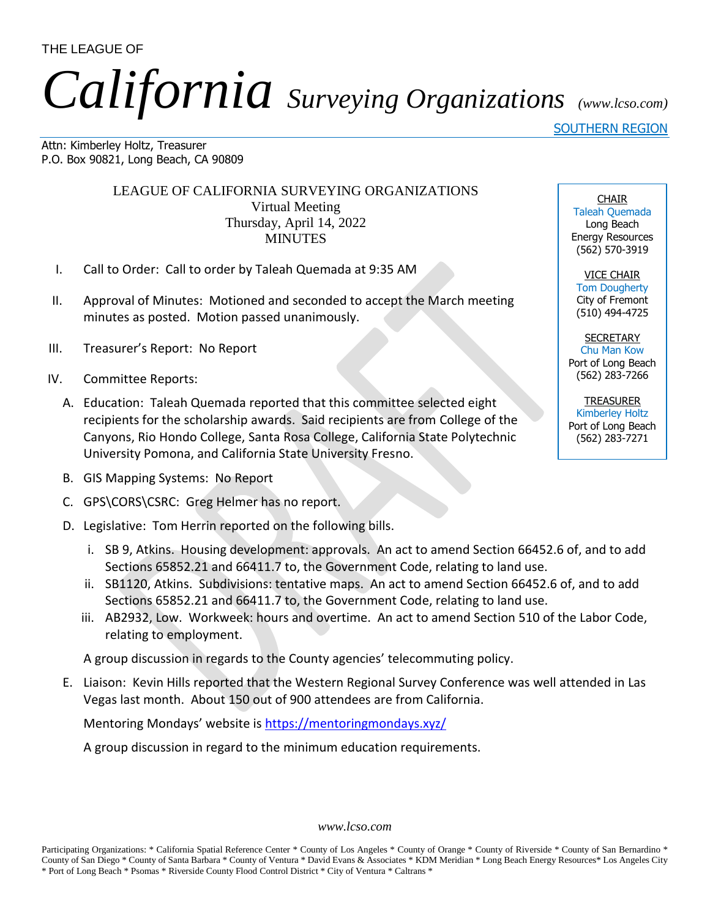THE LEAGUE OF

# *California* *Surveying Organizations* *(www.lcso.com)*

SOUTHERN REGION

Attn: Kimberley Holtz, Treasurer
P.O. Box 90821, Long Beach, CA 90809

**CHAIR**
Taleah Quemada
Long Beach
Energy Resources
(562) 570-3919

**VICE CHAIR**
Tom Dougherty
City of Fremont
(510) 494-4725

**SECRETARY**
Chu Man Kow
Port of Long Beach
(562) 283-7266

**TREASURER**
Kimberley Holtz
Port of Long Beach
(562) 283-7271

## LEAGUE OF CALIFORNIA SURVEYING ORGANIZATIONS
Virtual Meeting
Thursday, April 14, 2022
MINUTES

I. Call to Order: Call to order by Taleah Quemada at 9:35 AM

II. Approval of Minutes: Motioned and seconded to accept the March meeting minutes as posted. Motion passed unanimously.

III. Treasurer's Report: No Report

IV. Committee Reports:

   A. Education: Taleah Quemada reported that this committee selected eight recipients for the scholarship awards. Said recipients are from College of the Canyons, Rio Hondo College, Santa Rosa College, California State Polytechnic University Pomona, and California State University Fresno.

   B. GIS Mapping Systems: No Report

   C. GPS\CORS\CSRC: Greg Helmer has no report.

   D. Legislative: Tom Herrin reported on the following bills.

      i. SB 9, Atkins. Housing development: approvals. An act to amend Section 66452.6 of, and to add Sections 65852.21 and 66411.7 to, the Government Code, relating to land use.
      ii. SB1120, Atkins. Subdivisions: tentative maps. An act to amend Section 66452.6 of, and to add Sections 65852.21 and 66411.7 to, the Government Code, relating to land use.
      iii. AB2932, Low. Workweek: hours and overtime. An act to amend Section 510 of the Labor Code, relating to employment.

   A group discussion in regards to the County agencies' telecommuting policy.

   E. Liaison: Kevin Hills reported that the Western Regional Survey Conference was well attended in Las Vegas last month. About 150 out of 900 attendees are from California.

   Mentoring Mondays' website is https://mentoringmondays.xyz/

   A group discussion in regard to the minimum education requirements.

*www.lcso.com*

Participating Organizations: * California Spatial Reference Center * County of Los Angeles * County of Orange * County of Riverside * County of San Bernardino * County of San Diego * County of Santa Barbara * County of Ventura * David Evans & Associates * KDM Meridian * Long Beach Energy Resources* Los Angeles City * Port of Long Beach * Psomas * Riverside County Flood Control District * City of Ventura * Caltrans *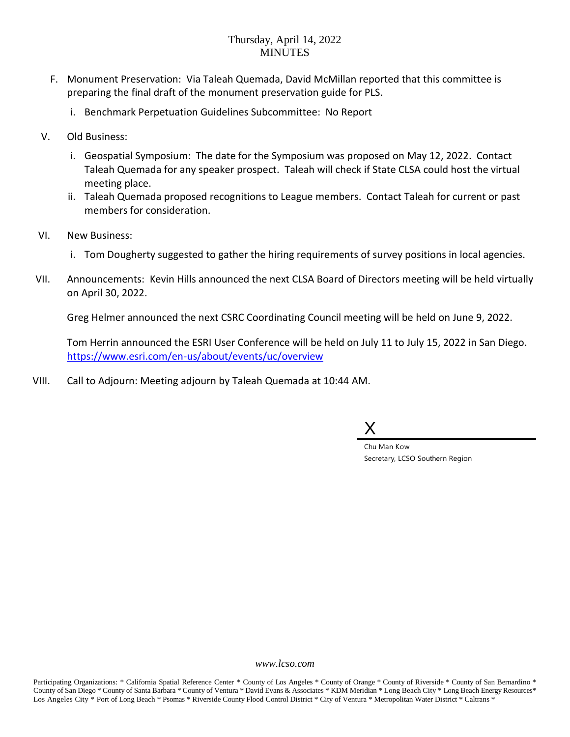Thursday, April 14, 2022
MINUTES

F. Monument Preservation: Via Taleah Quemada, David McMillan reported that this committee is preparing the final draft of the monument preservation guide for PLS.

   i. Benchmark Perpetuation Guidelines Subcommittee: No Report

V. Old Business:

   i. Geospatial Symposium: The date for the Symposium was proposed on May 12, 2022. Contact Taleah Quemada for any speaker prospect. Taleah will check if State CLSA could host the virtual meeting place.
   ii. Taleah Quemada proposed recognitions to League members. Contact Taleah for current or past members for consideration.

VI. New Business:

   i. Tom Dougherty suggested to gather the hiring requirements of survey positions in local agencies.

VII. Announcements: Kevin Hills announced the next CLSA Board of Directors meeting will be held virtually on April 30, 2022.

Greg Helmer announced the next CSRC Coordinating Council meeting will be held on June 9, 2022.

Tom Herrin announced the ESRI User Conference will be held on July 11 to July 15, 2022 in San Diego. https://www.esri.com/en-us/about/events/uc/overview

VIII. Call to Adjourn: Meeting adjourn by Taleah Quemada at 10:44 AM.

X

Chu Man Kow
Secretary, LCSO Southern Region

*www.lcso.com*

Participating Organizations: * California Spatial Reference Center * County of Los Angeles * County of Orange * County of Riverside * County of San Bernardino * County of San Diego * County of Santa Barbara * County of Ventura * David Evans & Associates * KDM Meridian * Long Beach City * Long Beach Energy Resources* Los Angeles City * Port of Long Beach * Psomas * Riverside County Flood Control District * City of Ventura * Metropolitan Water District * Caltrans *